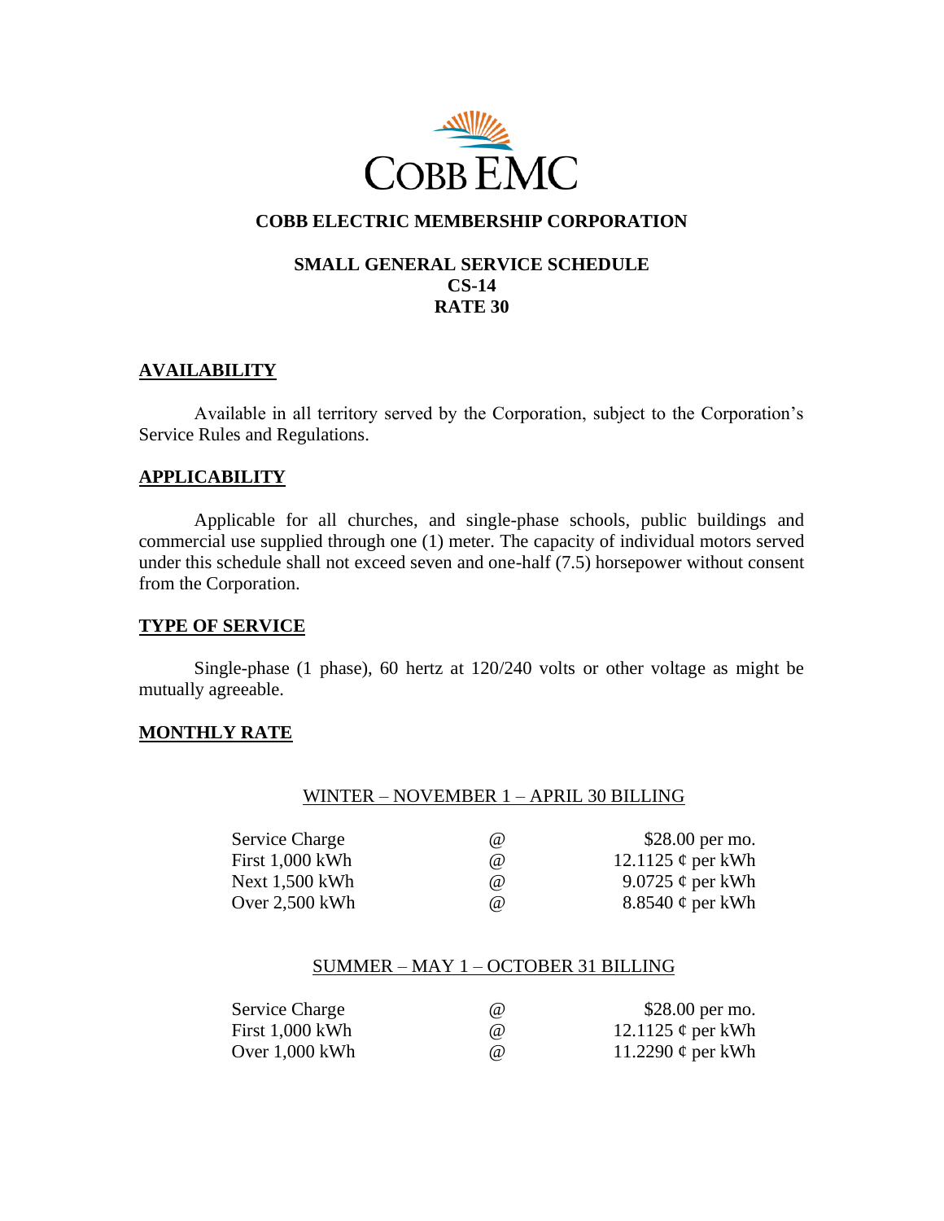COBB EMC

# COBB ELECTRIC MEMBERSHIP CORPORATION

## SMALL GENERAL SERVICE SCHEDULE
## CS-14
## RATE 30

### AVAILABILITY

Available in all territory served by the Corporation, subject to the Corporation's Service Rules and Regulations.

### APPLICABILITY

Applicable for all churches, and single-phase schools, public buildings and commercial use supplied through one (1) meter. The capacity of individual motors served under this schedule shall not exceed seven and one-half (7.5) horsepower without consent from the Corporation.

### TYPE OF SERVICE

Single-phase (1 phase), 60 hertz at 120/240 volts or other voltage as might be mutually agreeable.

### MONTHLY RATE

WINTER – NOVEMBER 1 – APRIL 30 BILLING

| | | |
|---|---|---|
| Service Charge | @ | $28.00 per mo. |
| First 1,000 kWh | @ | 12.1125 ¢ per kWh |
| Next 1,500 kWh | @ | 9.0725 ¢ per kWh |
| Over 2,500 kWh | @ | 8.8540 ¢ per kWh |

SUMMER – MAY 1 – OCTOBER 31 BILLING

| | | |
|---|---|---|
| Service Charge | @ | $28.00 per mo. |
| First 1,000 kWh | @ | 12.1125 ¢ per kWh |
| Over 1,000 kWh | @ | 11.2290 ¢ per kWh |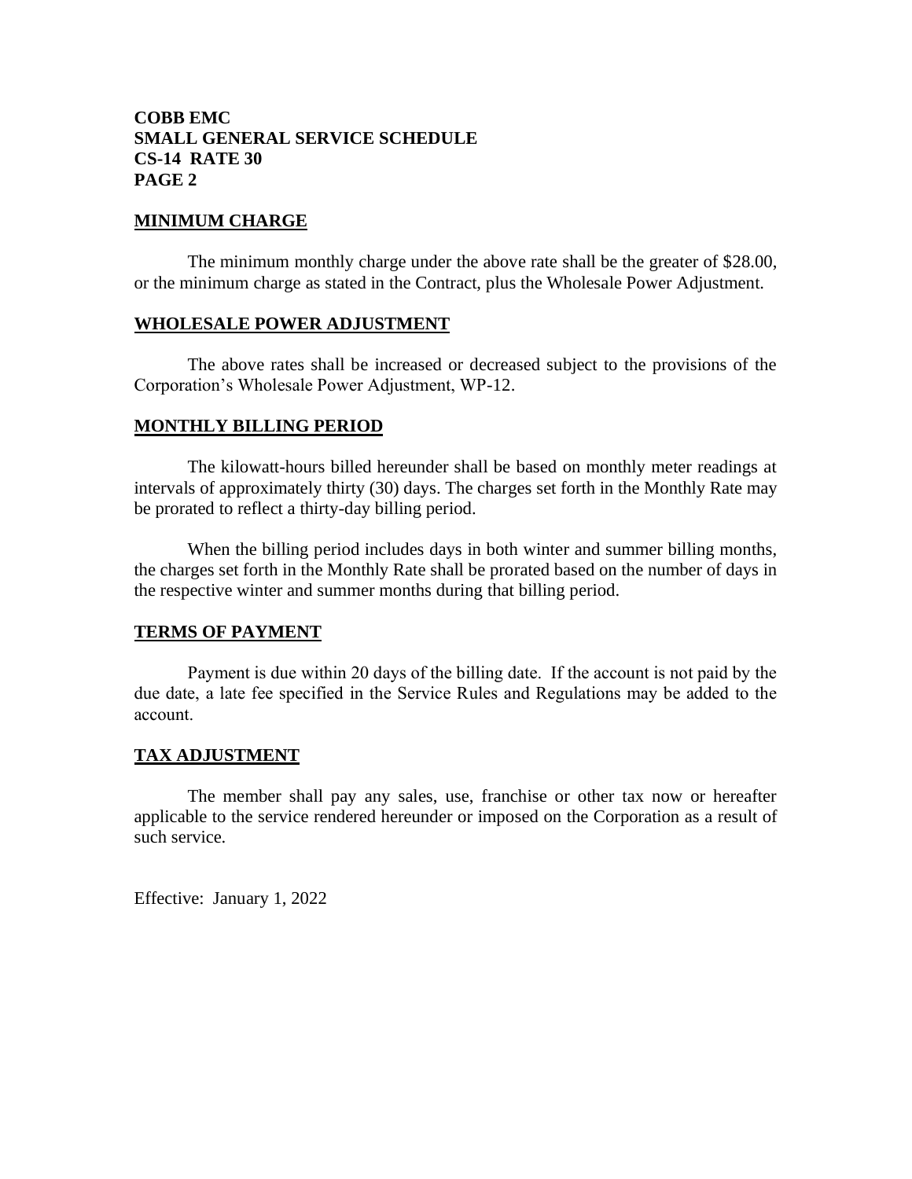**COBB EMC**
**SMALL GENERAL SERVICE SCHEDULE**
**CS-14 RATE 30**
**PAGE 2**

## MINIMUM CHARGE

The minimum monthly charge under the above rate shall be the greater of $28.00, or the minimum charge as stated in the Contract, plus the Wholesale Power Adjustment.

## WHOLESALE POWER ADJUSTMENT

The above rates shall be increased or decreased subject to the provisions of the Corporation's Wholesale Power Adjustment, WP-12.

## MONTHLY BILLING PERIOD

The kilowatt-hours billed hereunder shall be based on monthly meter readings at intervals of approximately thirty (30) days. The charges set forth in the Monthly Rate may be prorated to reflect a thirty-day billing period.

When the billing period includes days in both winter and summer billing months, the charges set forth in the Monthly Rate shall be prorated based on the number of days in the respective winter and summer months during that billing period.

## TERMS OF PAYMENT

Payment is due within 20 days of the billing date. If the account is not paid by the due date, a late fee specified in the Service Rules and Regulations may be added to the account.

## TAX ADJUSTMENT

The member shall pay any sales, use, franchise or other tax now or hereafter applicable to the service rendered hereunder or imposed on the Corporation as a result of such service.

Effective: January 1, 2022